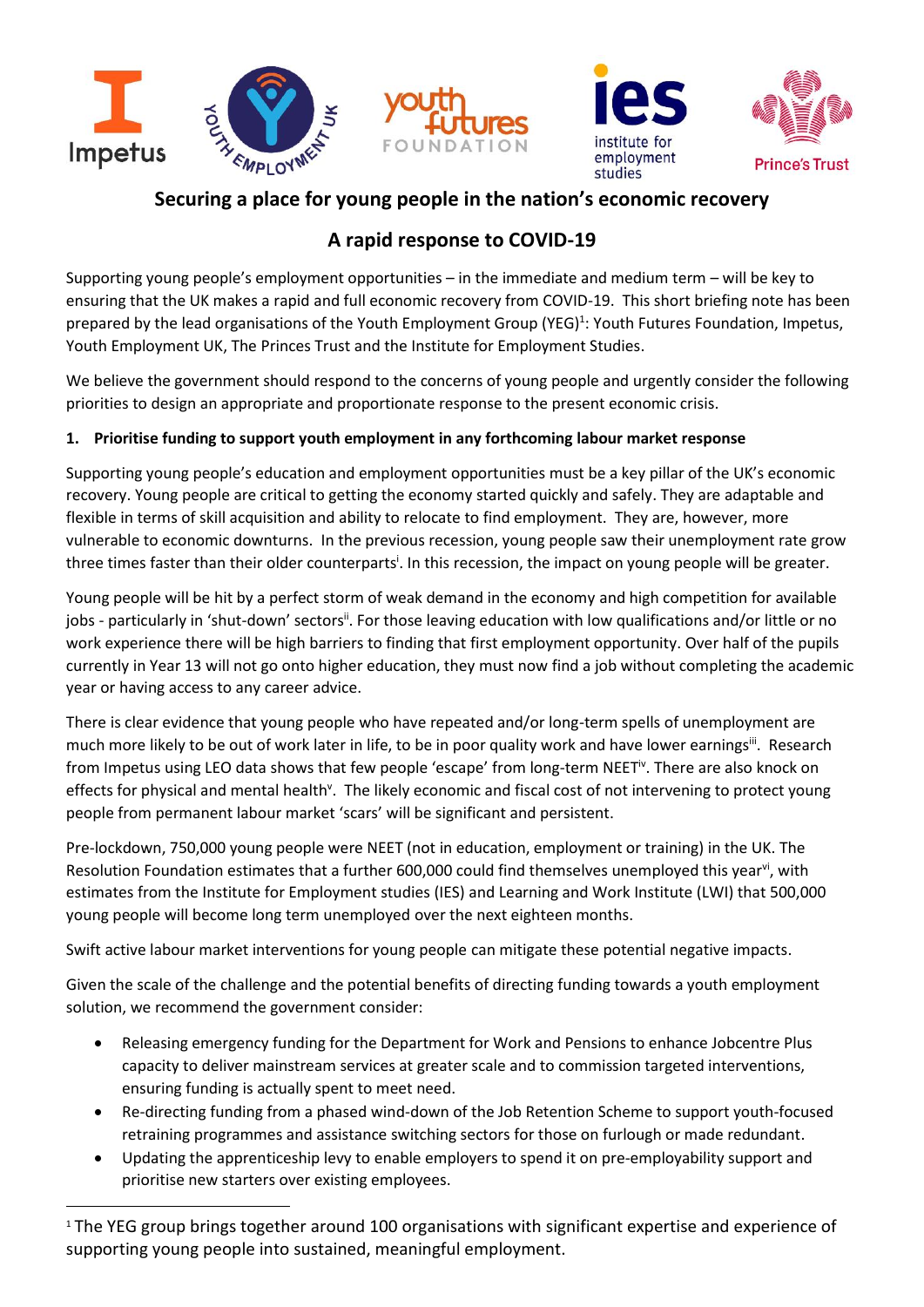# Securing a place for young people in the nation's economic recovery

## A rapid response to COVID-19

Supporting young people's employment opportunities – in the immediate and medium term – will be key to ensuring that the UK makes a rapid and full economic recovery from COVID-19. This short briefing note has been prepared by the lead organisations of the Youth Employment Group (YEG)[1]: Youth Futures Foundation, Impetus, Youth Employment UK, The Princes Trust and the Institute for Employment Studies.

We believe the government should respond to the concerns of young people and urgently consider the following priorities to design an appropriate and proportionate response to the present economic crisis.

### 1. Prioritise funding to support youth employment in any forthcoming labour market response

Supporting young people's education and employment opportunities must be a key pillar of the UK's economic recovery. Young people are critical to getting the economy started quickly and safely. They are adaptable and flexible in terms of skill acquisition and ability to relocate to find employment. They are, however, more vulnerable to economic downturns. In the previous recession, young people saw their unemployment rate grow three times faster than their older counterparts[i]. In this recession, the impact on young people will be greater.

Young people will be hit by a perfect storm of weak demand in the economy and high competition for available jobs - particularly in 'shut-down' sectors[ii]. For those leaving education with low qualifications and/or little or no work experience there will be high barriers to finding that first employment opportunity. Over half of the pupils currently in Year 13 will not go onto higher education, they must now find a job without completing the academic year or having access to any career advice.

There is clear evidence that young people who have repeated and/or long-term spells of unemployment are much more likely to be out of work later in life, to be in poor quality work and have lower earnings[iii]. Research from Impetus using LEO data shows that few people 'escape' from long-term NEET[iv]. There are also knock on effects for physical and mental health[v]. The likely economic and fiscal cost of not intervening to protect young people from permanent labour market 'scars' will be significant and persistent.

Pre-lockdown, 750,000 young people were NEET (not in education, employment or training) in the UK. The Resolution Foundation estimates that a further 600,000 could find themselves unemployed this year[vi], with estimates from the Institute for Employment studies (IES) and Learning and Work Institute (LWI) that 500,000 young people will become long term unemployed over the next eighteen months.

Swift active labour market interventions for young people can mitigate these potential negative impacts.

Given the scale of the challenge and the potential benefits of directing funding towards a youth employment solution, we recommend the government consider:

- Releasing emergency funding for the Department for Work and Pensions to enhance Jobcentre Plus capacity to deliver mainstream services at greater scale and to commission targeted interventions, ensuring funding is actually spent to meet need.
- Re-directing funding from a phased wind-down of the Job Retention Scheme to support youth-focused retraining programmes and assistance switching sectors for those on furlough or made redundant.
- Updating the apprenticeship levy to enable employers to spend it on pre-employability support and prioritise new starters over existing employees.

[1] The YEG group brings together around 100 organisations with significant expertise and experience of supporting young people into sustained, meaningful employment.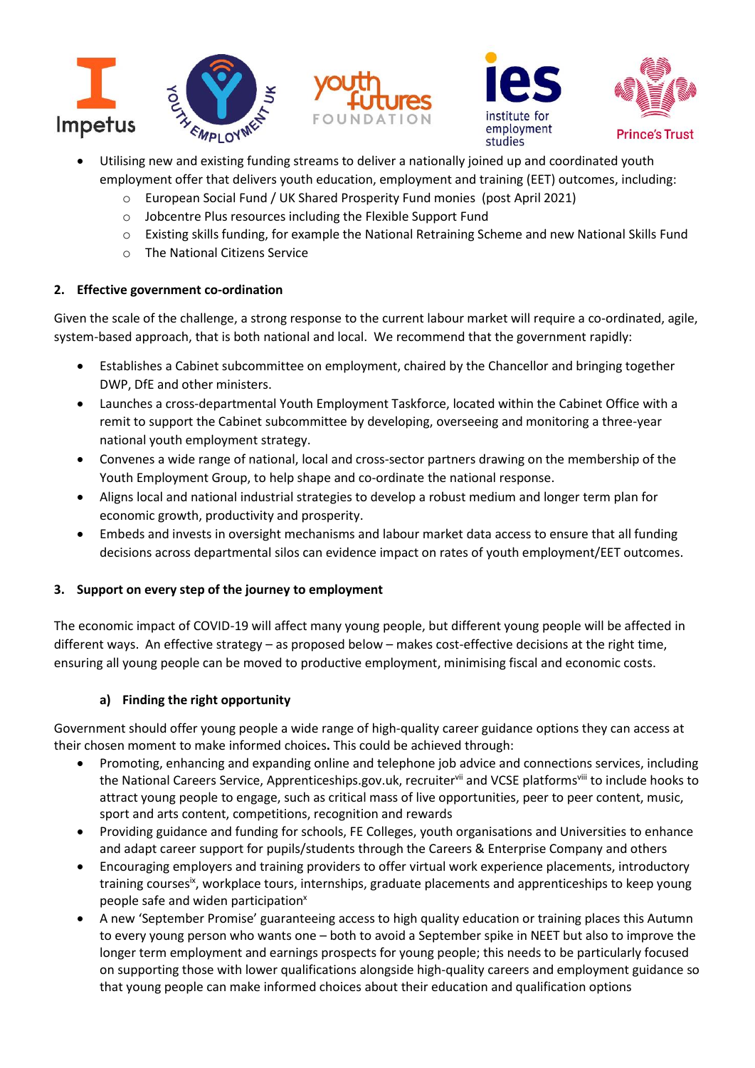- Utilising new and existing funding streams to deliver a nationally joined up and coordinated youth employment offer that delivers youth education, employment and training (EET) outcomes, including:
    - European Social Fund / UK Shared Prosperity Fund monies (post April 2021)
    - Jobcentre Plus resources including the Flexible Support Fund
    - Existing skills funding, for example the National Retraining Scheme and new National Skills Fund
    - The National Citizens Service

**2. Effective government co-ordination**

Given the scale of the challenge, a strong response to the current labour market will require a co-ordinated, agile, system-based approach, that is both national and local. We recommend that the government rapidly:

- Establishes a Cabinet subcommittee on employment, chaired by the Chancellor and bringing together DWP, DfE and other ministers.
- Launches a cross-departmental Youth Employment Taskforce, located within the Cabinet Office with a remit to support the Cabinet subcommittee by developing, overseeing and monitoring a three-year national youth employment strategy.
- Convenes a wide range of national, local and cross-sector partners drawing on the membership of the Youth Employment Group, to help shape and co-ordinate the national response.
- Aligns local and national industrial strategies to develop a robust medium and longer term plan for economic growth, productivity and prosperity.
- Embeds and invests in oversight mechanisms and labour market data access to ensure that all funding decisions across departmental silos can evidence impact on rates of youth employment/EET outcomes.

**3. Support on every step of the journey to employment**

The economic impact of COVID-19 will affect many young people, but different young people will be affected in different ways. An effective strategy – as proposed below – makes cost-effective decisions at the right time, ensuring all young people can be moved to productive employment, minimising fiscal and economic costs.

**a) Finding the right opportunity**

Government should offer young people a wide range of high-quality career guidance options they can access at their chosen moment to make informed choices**.** This could be achieved through:

- Promoting, enhancing and expanding online and telephone job advice and connections services, including the National Careers Service, Apprenticeships.gov.uk, recruiter[vii] and VCSE platforms[viii] to include hooks to attract young people to engage, such as critical mass of live opportunities, peer to peer content, music, sport and arts content, competitions, recognition and rewards
- Providing guidance and funding for schools, FE Colleges, youth organisations and Universities to enhance and adapt career support for pupils/students through the Careers & Enterprise Company and others
- Encouraging employers and training providers to offer virtual work experience placements, introductory training courses[ix], workplace tours, internships, graduate placements and apprenticeships to keep young people safe and widen participation[x]
- A new 'September Promise' guaranteeing access to high quality education or training places this Autumn to every young person who wants one – both to avoid a September spike in NEET but also to improve the longer term employment and earnings prospects for young people; this needs to be particularly focused on supporting those with lower qualifications alongside high-quality careers and employment guidance so that young people can make informed choices about their education and qualification options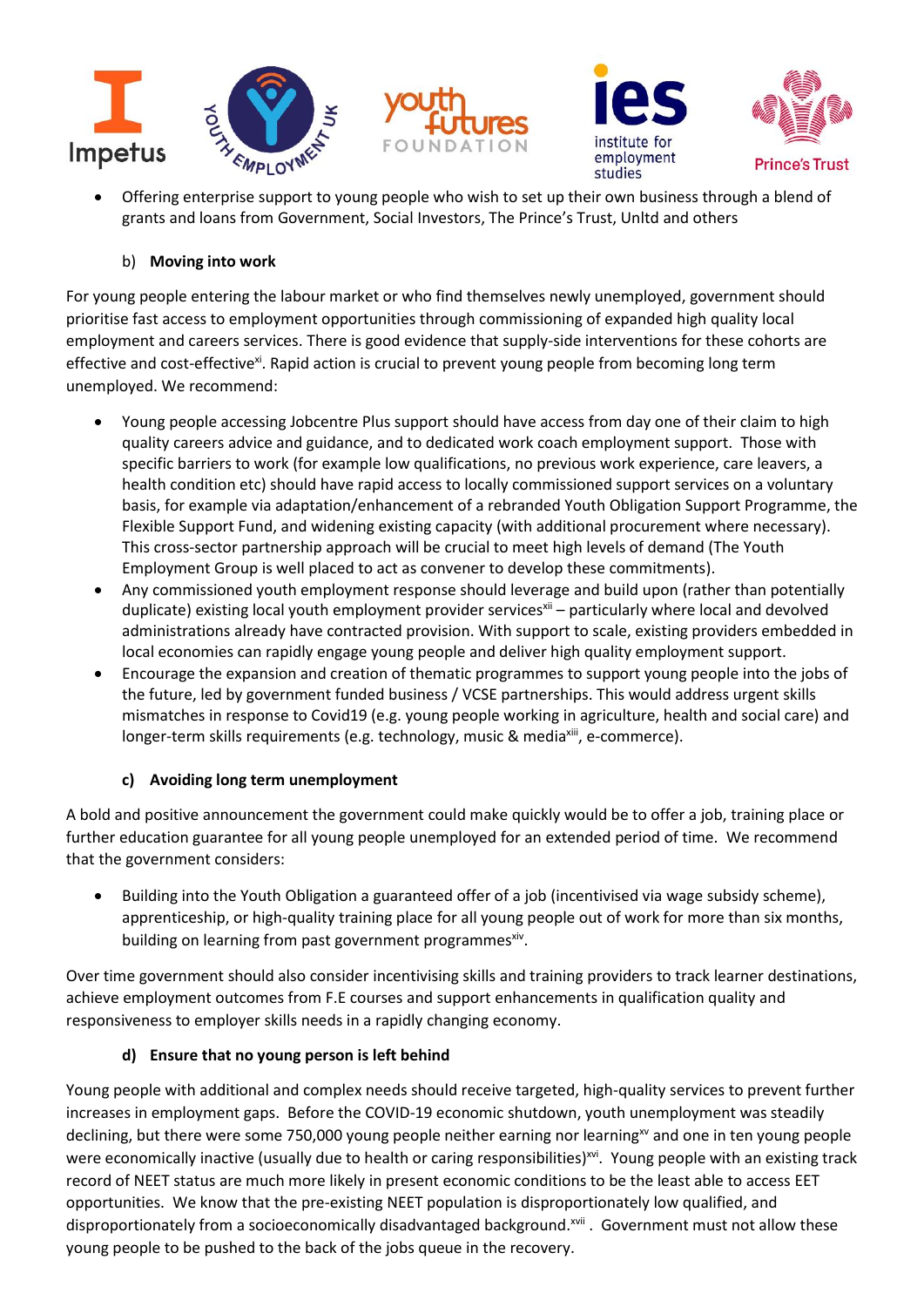- Offering enterprise support to young people who wish to set up their own business through a blend of grants and loans from Government, Social Investors, The Prince's Trust, Unltd and others

### b) **Moving into work**

For young people entering the labour market or who find themselves newly unemployed, government should prioritise fast access to employment opportunities through commissioning of expanded high quality local employment and careers services. There is good evidence that supply-side interventions for these cohorts are effective and cost-effective[xi]. Rapid action is crucial to prevent young people from becoming long term unemployed. We recommend:

- Young people accessing Jobcentre Plus support should have access from day one of their claim to high quality careers advice and guidance, and to dedicated work coach employment support. Those with specific barriers to work (for example low qualifications, no previous work experience, care leavers, a health condition etc) should have rapid access to locally commissioned support services on a voluntary basis, for example via adaptation/enhancement of a rebranded Youth Obligation Support Programme, the Flexible Support Fund, and widening existing capacity (with additional procurement where necessary). This cross-sector partnership approach will be crucial to meet high levels of demand (The Youth Employment Group is well placed to act as convener to develop these commitments).
- Any commissioned youth employment response should leverage and build upon (rather than potentially duplicate) existing local youth employment provider services[xii] – particularly where local and devolved administrations already have contracted provision. With support to scale, existing providers embedded in local economies can rapidly engage young people and deliver high quality employment support.
- Encourage the expansion and creation of thematic programmes to support young people into the jobs of the future, led by government funded business / VCSE partnerships. This would address urgent skills mismatches in response to Covid19 (e.g. young people working in agriculture, health and social care) and longer-term skills requirements (e.g. technology, music & media[xiii], e-commerce).

### c) **Avoiding long term unemployment**

A bold and positive announcement the government could make quickly would be to offer a job, training place or further education guarantee for all young people unemployed for an extended period of time. We recommend that the government considers:

- Building into the Youth Obligation a guaranteed offer of a job (incentivised via wage subsidy scheme), apprenticeship, or high-quality training place for all young people out of work for more than six months, building on learning from past government programmes[xiv].

Over time government should also consider incentivising skills and training providers to track learner destinations, achieve employment outcomes from F.E courses and support enhancements in qualification quality and responsiveness to employer skills needs in a rapidly changing economy.

### d) **Ensure that no young person is left behind**

Young people with additional and complex needs should receive targeted, high-quality services to prevent further increases in employment gaps. Before the COVID-19 economic shutdown, youth unemployment was steadily declining, but there were some 750,000 young people neither earning nor learning[xv] and one in ten young people were economically inactive (usually due to health or caring responsibilities)[xvi]. Young people with an existing track record of NEET status are much more likely in present economic conditions to be the least able to access EET opportunities. We know that the pre-existing NEET population is disproportionately low qualified, and disproportionately from a socioeconomically disadvantaged background.[xvii] . Government must not allow these young people to be pushed to the back of the jobs queue in the recovery.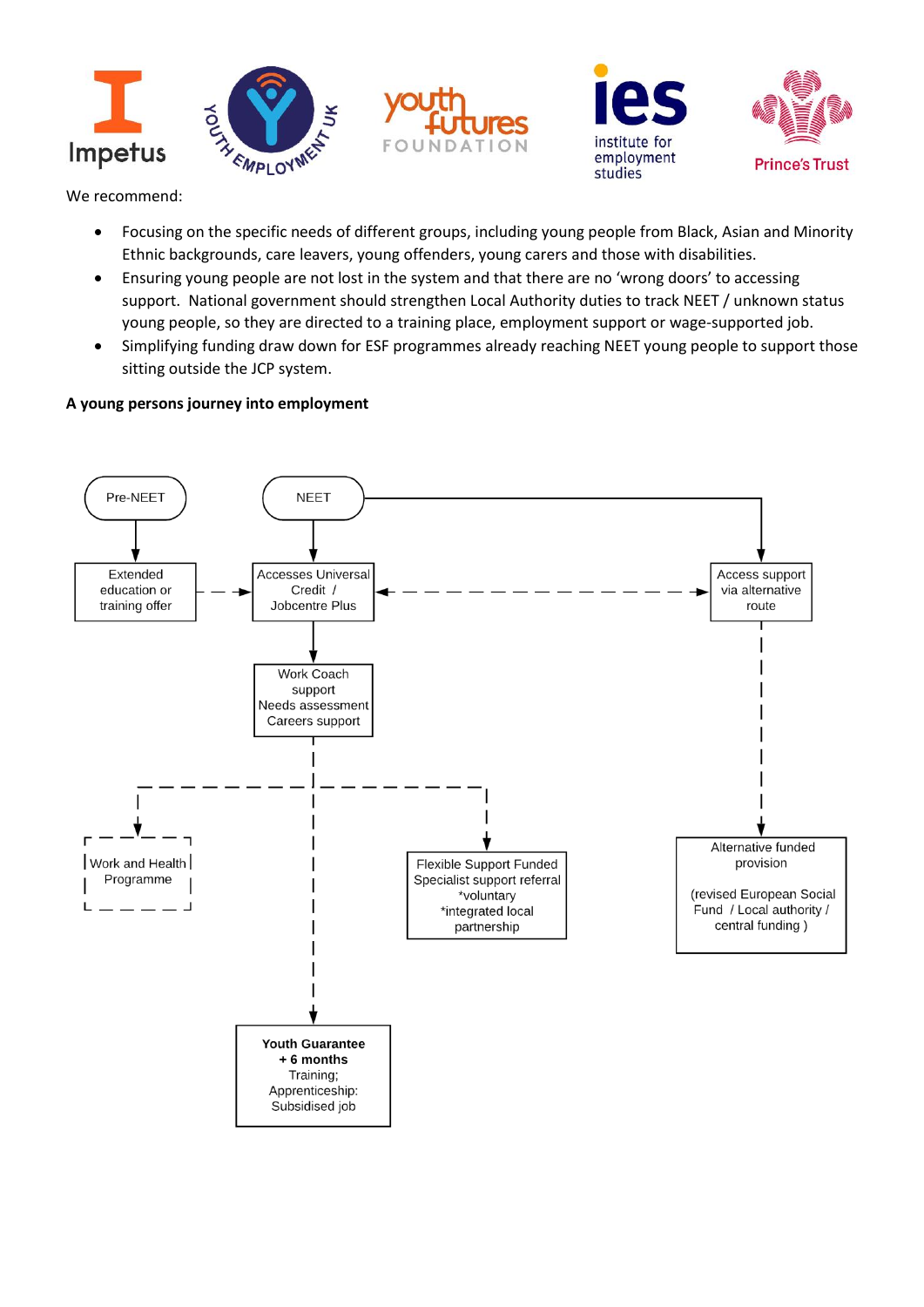Impetus | Youth Employment UK | youth futures FOUNDATION | ies institute for employment studies | Prince's Trust

We recommend:

- Focusing on the specific needs of different groups, including young people from Black, Asian and Minority Ethnic backgrounds, care leavers, young offenders, young carers and those with disabilities.
- Ensuring young people are not lost in the system and that there are no 'wrong doors' to accessing support. National government should strengthen Local Authority duties to track NEET / unknown status young people, so they are directed to a training place, employment support or wage-supported job.
- Simplifying funding draw down for ESF programmes already reaching NEET young people to support those sitting outside the JCP system.

**A young persons journey into employment**

Pre-NEET

Extended education or training offer

NEET

Accesses Universal Credit / Jobcentre Plus

Access support via alternative route

Work Coach support
Needs assessment
Careers support

Work and Health Programme

Flexible Support Funded Specialist support referral
*voluntary
*integrated local partnership

Alternative funded provision

(revised European Social Fund / Local authority / central funding )

**Youth Guarantee**
**+ 6 months**
Training;
Apprenticeship:
Subsidised job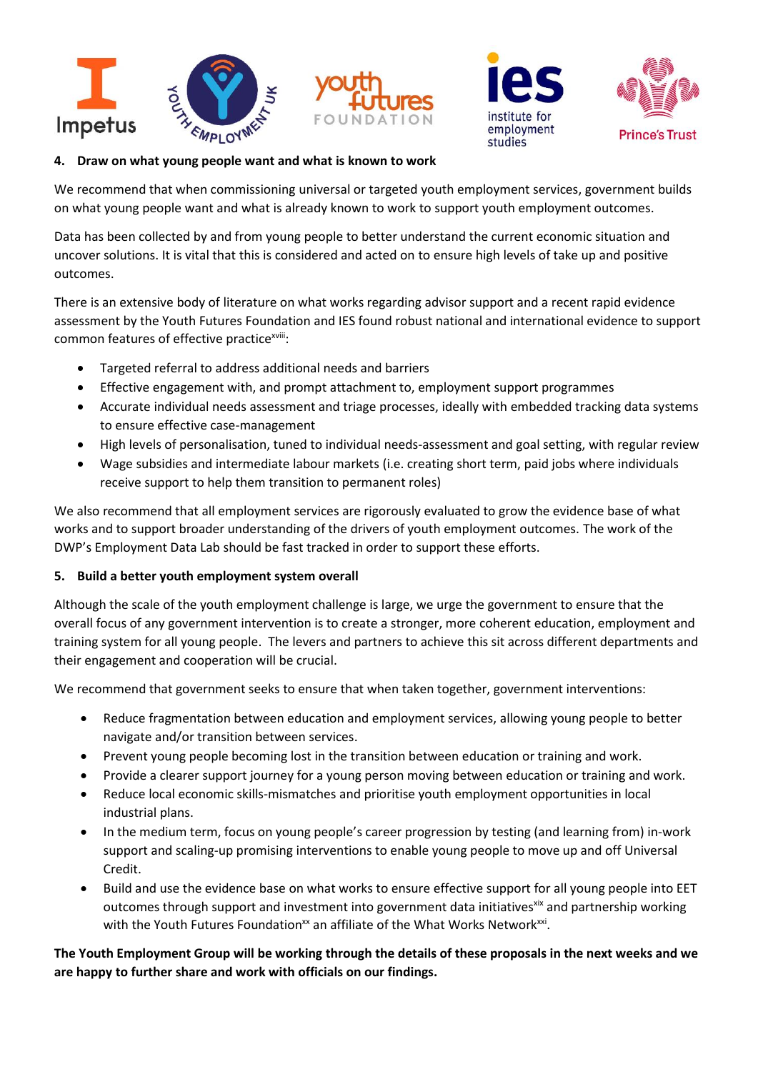### 4. Draw on what young people want and what is known to work

We recommend that when commissioning universal or targeted youth employment services, government builds on what young people want and what is already known to work to support youth employment outcomes.

Data has been collected by and from young people to better understand the current economic situation and uncover solutions. It is vital that this is considered and acted on to ensure high levels of take up and positive outcomes.

There is an extensive body of literature on what works regarding advisor support and a recent rapid evidence assessment by the Youth Futures Foundation and IES found robust national and international evidence to support common features of effective practice[xviii]:

- Targeted referral to address additional needs and barriers
- Effective engagement with, and prompt attachment to, employment support programmes
- Accurate individual needs assessment and triage processes, ideally with embedded tracking data systems to ensure effective case-management
- High levels of personalisation, tuned to individual needs-assessment and goal setting, with regular review
- Wage subsidies and intermediate labour markets (i.e. creating short term, paid jobs where individuals receive support to help them transition to permanent roles)

We also recommend that all employment services are rigorously evaluated to grow the evidence base of what works and to support broader understanding of the drivers of youth employment outcomes. The work of the DWP's Employment Data Lab should be fast tracked in order to support these efforts.

### 5. Build a better youth employment system overall

Although the scale of the youth employment challenge is large, we urge the government to ensure that the overall focus of any government intervention is to create a stronger, more coherent education, employment and training system for all young people. The levers and partners to achieve this sit across different departments and their engagement and cooperation will be crucial.

We recommend that government seeks to ensure that when taken together, government interventions:

- Reduce fragmentation between education and employment services, allowing young people to better navigate and/or transition between services.
- Prevent young people becoming lost in the transition between education or training and work.
- Provide a clearer support journey for a young person moving between education or training and work.
- Reduce local economic skills-mismatches and prioritise youth employment opportunities in local industrial plans.
- In the medium term, focus on young people's career progression by testing (and learning from) in-work support and scaling-up promising interventions to enable young people to move up and off Universal Credit.
- Build and use the evidence base on what works to ensure effective support for all young people into EET outcomes through support and investment into government data initiatives[xix] and partnership working with the Youth Futures Foundation[xx] an affiliate of the What Works Network[xxi].

**The Youth Employment Group will be working through the details of these proposals in the next weeks and we are happy to further share and work with officials on our findings.**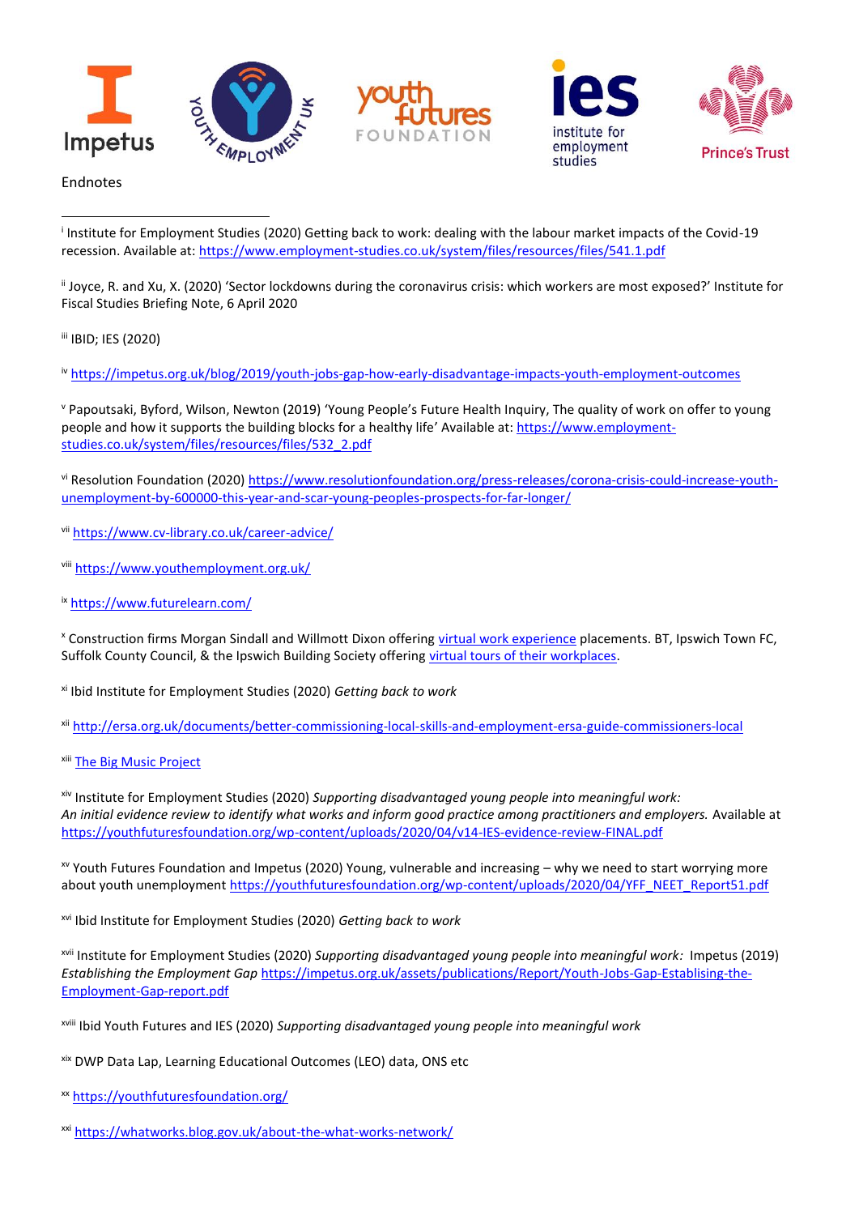Endnotes

[i] Institute for Employment Studies (2020) Getting back to work: dealing with the labour market impacts of the Covid-19 recession. Available at: https://www.employment-studies.co.uk/system/files/resources/files/541.1.pdf

[ii] Joyce, R. and Xu, X. (2020) 'Sector lockdowns during the coronavirus crisis: which workers are most exposed?' Institute for Fiscal Studies Briefing Note, 6 April 2020

[iii] IBID; IES (2020)

[iv] https://impetus.org.uk/blog/2019/youth-jobs-gap-how-early-disadvantage-impacts-youth-employment-outcomes

[v] Papoutsaki, Byford, Wilson, Newton (2019) 'Young People's Future Health Inquiry, The quality of work on offer to young people and how it supports the building blocks for a healthy life' Available at: https://www.employment-studies.co.uk/system/files/resources/files/532_2.pdf

[vi] Resolution Foundation (2020) https://www.resolutionfoundation.org/press-releases/corona-crisis-could-increase-youth-unemployment-by-600000-this-year-and-scar-young-peoples-prospects-for-far-longer/

[vii] https://www.cv-library.co.uk/career-advice/

[viii] https://www.youthemployment.org.uk/

[ix] https://www.futurelearn.com/

[x] Construction firms Morgan Sindall and Willmott Dixon offering virtual work experience placements. BT, Ipswich Town FC, Suffolk County Council, & the Ipswich Building Society offering virtual tours of their workplaces.

[xi] Ibid Institute for Employment Studies (2020) *Getting back to work*

[xii] http://ersa.org.uk/documents/better-commissioning-local-skills-and-employment-ersa-guide-commissioners-local

[xiii] The Big Music Project

[xiv] Institute for Employment Studies (2020) *Supporting disadvantaged young people into meaningful work: An initial evidence review to identify what works and inform good practice among practitioners and employers.* Available at https://youthfuturesfoundation.org/wp-content/uploads/2020/04/v14-IES-evidence-review-FINAL.pdf

[xv] Youth Futures Foundation and Impetus (2020) Young, vulnerable and increasing – why we need to start worrying more about youth unemployment https://youthfuturesfoundation.org/wp-content/uploads/2020/04/YFF_NEET_Report51.pdf

[xvi] Ibid Institute for Employment Studies (2020) *Getting back to work*

[xvii] Institute for Employment Studies (2020) *Supporting disadvantaged young people into meaningful work:* Impetus (2019) *Establishing the Employment Gap* https://impetus.org.uk/assets/publications/Report/Youth-Jobs-Gap-Establising-the-Employment-Gap-report.pdf

[xviii] Ibid Youth Futures and IES (2020) *Supporting disadvantaged young people into meaningful work*

[xix] DWP Data Lap, Learning Educational Outcomes (LEO) data, ONS etc

[xx] https://youthfuturesfoundation.org/

[xxi] https://whatworks.blog.gov.uk/about-the-what-works-network/